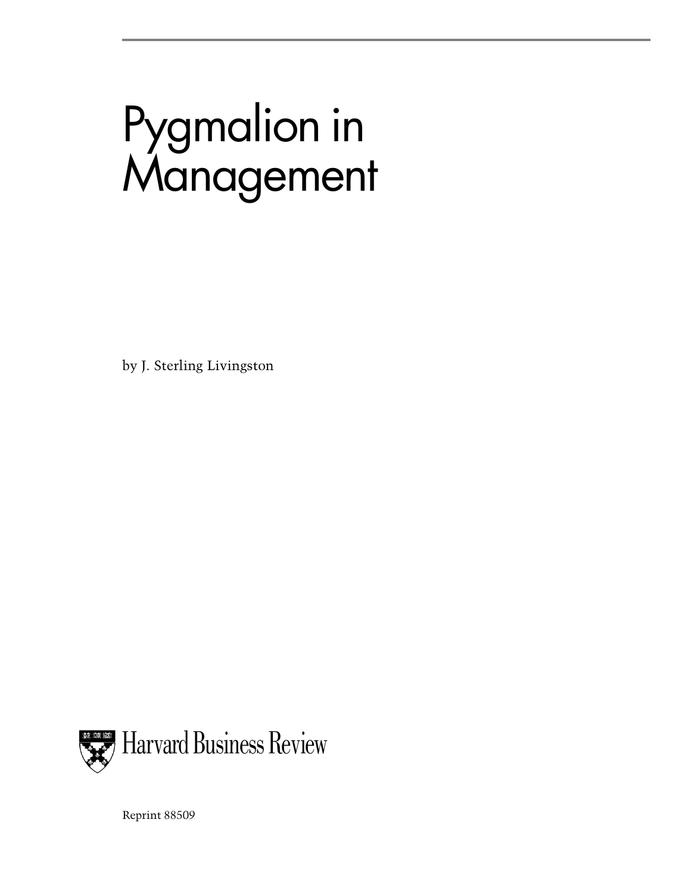# Pygmalion in Management

by J. Sterling Livingston

Harvard Business Review

Reprint 88509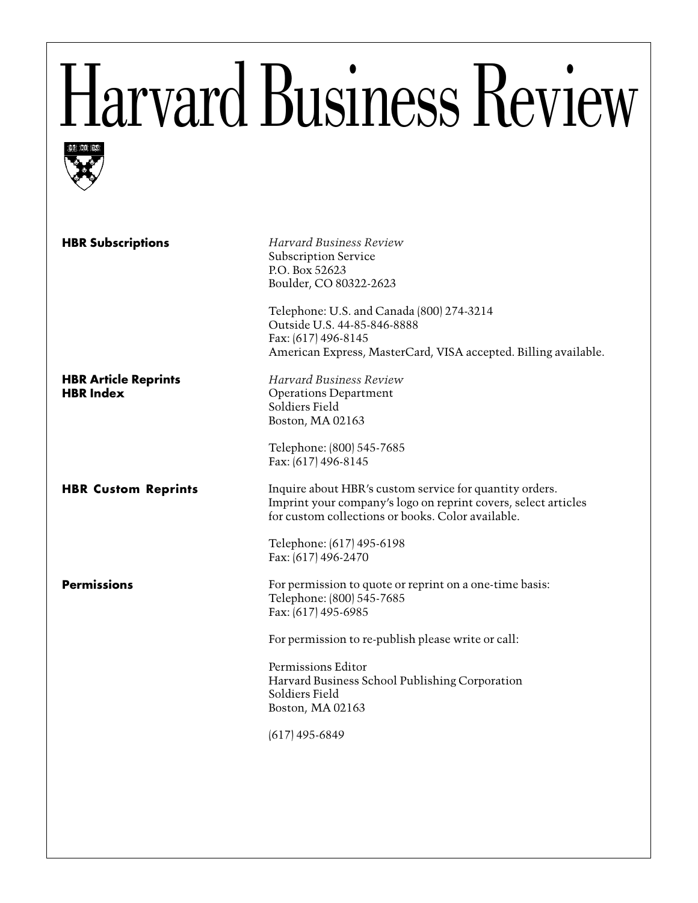# Harvard Business Review

**HBR Subscriptions**

*Harvard Business Review*
Subscription Service
P.O. Box 52623
Boulder, CO 80322-2623

Telephone: U.S. and Canada (800) 274-3214
Outside U.S. 44-85-846-8888
Fax: (617) 496-8145
American Express, MasterCard, VISA accepted. Billing available.

**HBR Article Reprints**
**HBR Index**

*Harvard Business Review*
Operations Department
Soldiers Field
Boston, MA 02163

Telephone: (800) 545-7685
Fax: (617) 496-8145

**HBR Custom Reprints**

Inquire about HBR's custom service for quantity orders.
Imprint your company's logo on reprint covers, select articles for custom collections or books. Color available.

Telephone: (617) 495-6198
Fax: (617) 496-2470

**Permissions**

For permission to quote or reprint on a one-time basis:
Telephone: (800) 545-7685
Fax: (617) 495-6985

For permission to re-publish please write or call:

Permissions Editor
Harvard Business School Publishing Corporation
Soldiers Field
Boston, MA 02163

(617) 495-6849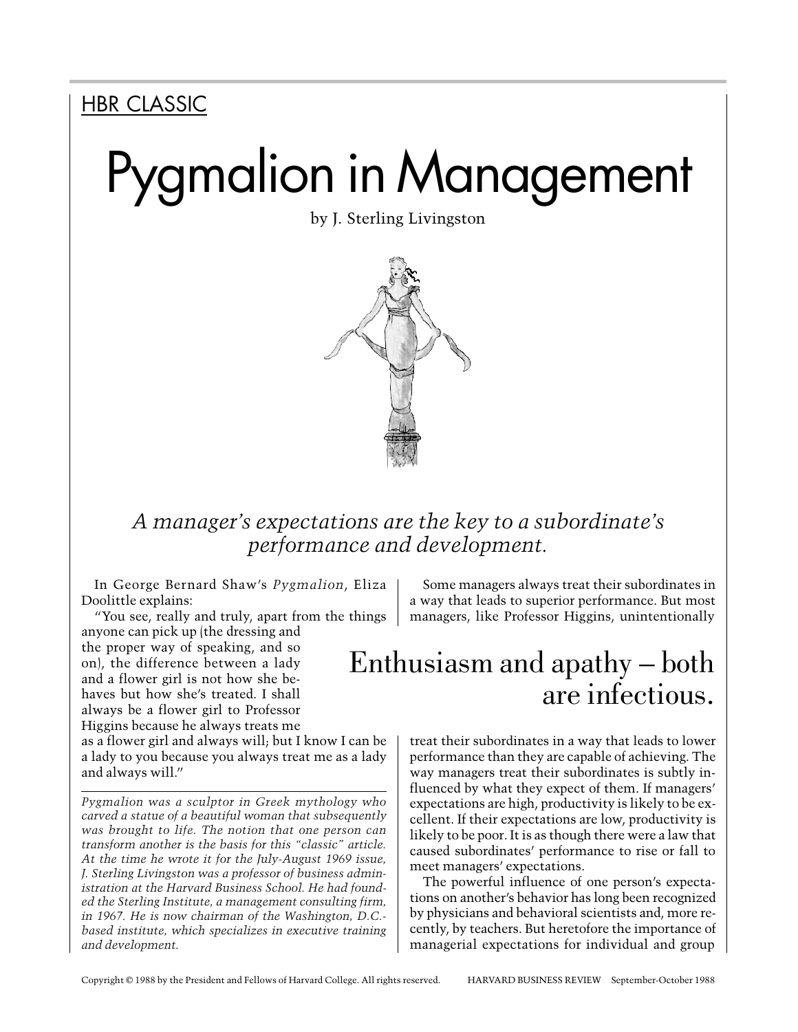HBR CLASSIC

# Pygmalion in Management

by J. Sterling Livingston

*A manager's expectations are the key to a subordinate's performance and development.*

In George Bernard Shaw's *Pygmalion*, Eliza Doolittle explains:

"You see, really and truly, apart from the things anyone can pick up (the dressing and the proper way of speaking, and so on), the difference between a lady and a flower girl is not how she behaves but how she's treated. I shall always be a flower girl to Professor Higgins because he always treats me as a flower girl and always will; but I know I can be a lady to you because you always treat me as a lady and always will."

*Pygmalion was a sculptor in Greek mythology who carved a statue of a beautiful woman that subsequently was brought to life. The notion that one person can transform another is the basis for this "classic" article. At the time he wrote it for the July-August 1969 issue, J. Sterling Livingston was a professor of business administration at the Harvard Business School. He had founded the Sterling Institute, a management consulting firm, in 1967. He is now chairman of the Washington, D.C.-based institute, which specializes in executive training and development.*

Some managers always treat their subordinates in a way that leads to superior performance. But most managers, like Professor Higgins, unintentionally treat their subordinates in a way that leads to lower performance than they are capable of achieving. The way managers treat their subordinates is subtly influenced by what they expect of them. If managers' expectations are high, productivity is likely to be excellent. If their expectations are low, productivity is likely to be poor. It is as though there were a law that caused subordinates' performance to rise or fall to meet managers' expectations.

> Enthusiasm and apathy – both are infectious.

The powerful influence of one person's expectations on another's behavior has long been recognized by physicians and behavioral scientists and, more recently, by teachers. But heretofore the importance of managerial expectations for individual and group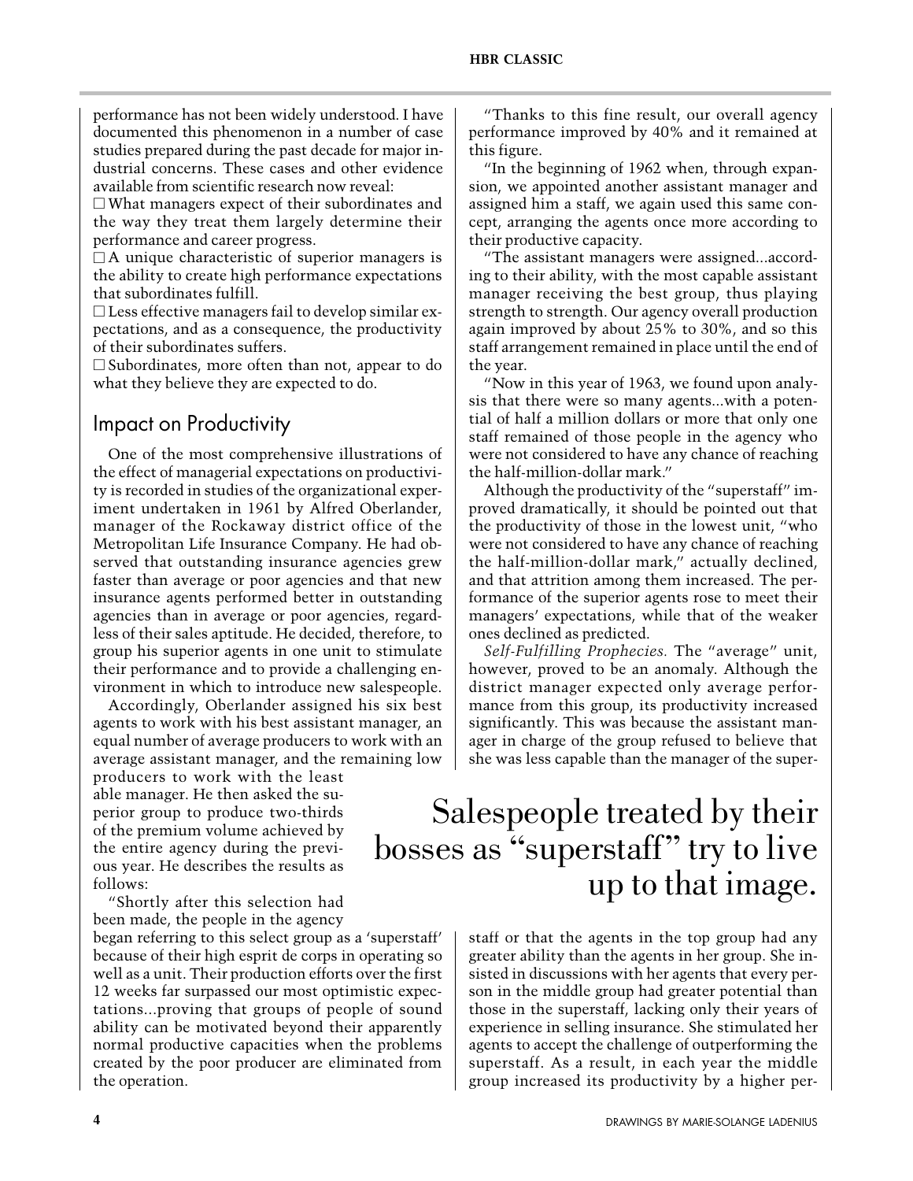performance has not been widely understood. I have documented this phenomenon in a number of case studies prepared during the past decade for major industrial concerns. These cases and other evidence available from scientific research now reveal:

☐ What managers expect of their subordinates and the way they treat them largely determine their performance and career progress.

☐ A unique characteristic of superior managers is the ability to create high performance expectations that subordinates fulfill.

☐ Less effective managers fail to develop similar expectations, and as a consequence, the productivity of their subordinates suffers.

☐ Subordinates, more often than not, appear to do what they believe they are expected to do.

## Impact on Productivity

One of the most comprehensive illustrations of the effect of managerial expectations on productivity is recorded in studies of the organizational experiment undertaken in 1961 by Alfred Oberlander, manager of the Rockaway district office of the Metropolitan Life Insurance Company. He had observed that outstanding insurance agencies grew faster than average or poor agencies and that new insurance agents performed better in outstanding agencies than in average or poor agencies, regardless of their sales aptitude. He decided, therefore, to group his superior agents in one unit to stimulate their performance and to provide a challenging environment in which to introduce new salespeople.

Accordingly, Oberlander assigned his six best agents to work with his best assistant manager, an equal number of average producers to work with an average assistant manager, and the remaining low producers to work with the least able manager. He then asked the superior group to produce two-thirds of the premium volume achieved by the entire agency during the previous year. He describes the results as follows:

"Shortly after this selection had been made, the people in the agency began referring to this select group as a 'superstaff' because of their high esprit de corps in operating so well as a unit. Their production efforts over the first 12 weeks far surpassed our most optimistic expectations...proving that groups of people of sound ability can be motivated beyond their apparently normal productive capacities when the problems created by the poor producer are eliminated from the operation.

"Thanks to this fine result, our overall agency performance improved by 40% and it remained at this figure.

"In the beginning of 1962 when, through expansion, we appointed another assistant manager and assigned him a staff, we again used this same concept, arranging the agents once more according to their productive capacity.

"The assistant managers were assigned...according to their ability, with the most capable assistant manager receiving the best group, thus playing strength to strength. Our agency overall production again improved by about 25% to 30%, and so this staff arrangement remained in place until the end of the year.

"Now in this year of 1963, we found upon analysis that there were so many agents...with a potential of half a million dollars or more that only one staff remained of those people in the agency who were not considered to have any chance of reaching the half-million-dollar mark."

Although the productivity of the "superstaff" improved dramatically, it should be pointed out that the productivity of those in the lowest unit, "who were not considered to have any chance of reaching the half-million-dollar mark," actually declined, and that attrition among them increased. The performance of the superior agents rose to meet their managers' expectations, while that of the weaker ones declined as predicted.

*Self-Fulfilling Prophecies.* The "average" unit, however, proved to be an anomaly. Although the district manager expected only average performance from this group, its productivity increased significantly. This was because the assistant manager in charge of the group refused to believe that she was less capable than the manager of the superstaff or that the agents in the top group had any greater ability than the agents in her group. She insisted in discussions with her agents that every person in the middle group had greater potential than those in the superstaff, lacking only their years of experience in selling insurance. She stimulated her agents to accept the challenge of outperforming the superstaff. As a result, in each year the middle group increased its productivity by a higher per-

> Salespeople treated by their bosses as "superstaff" try to live up to that image.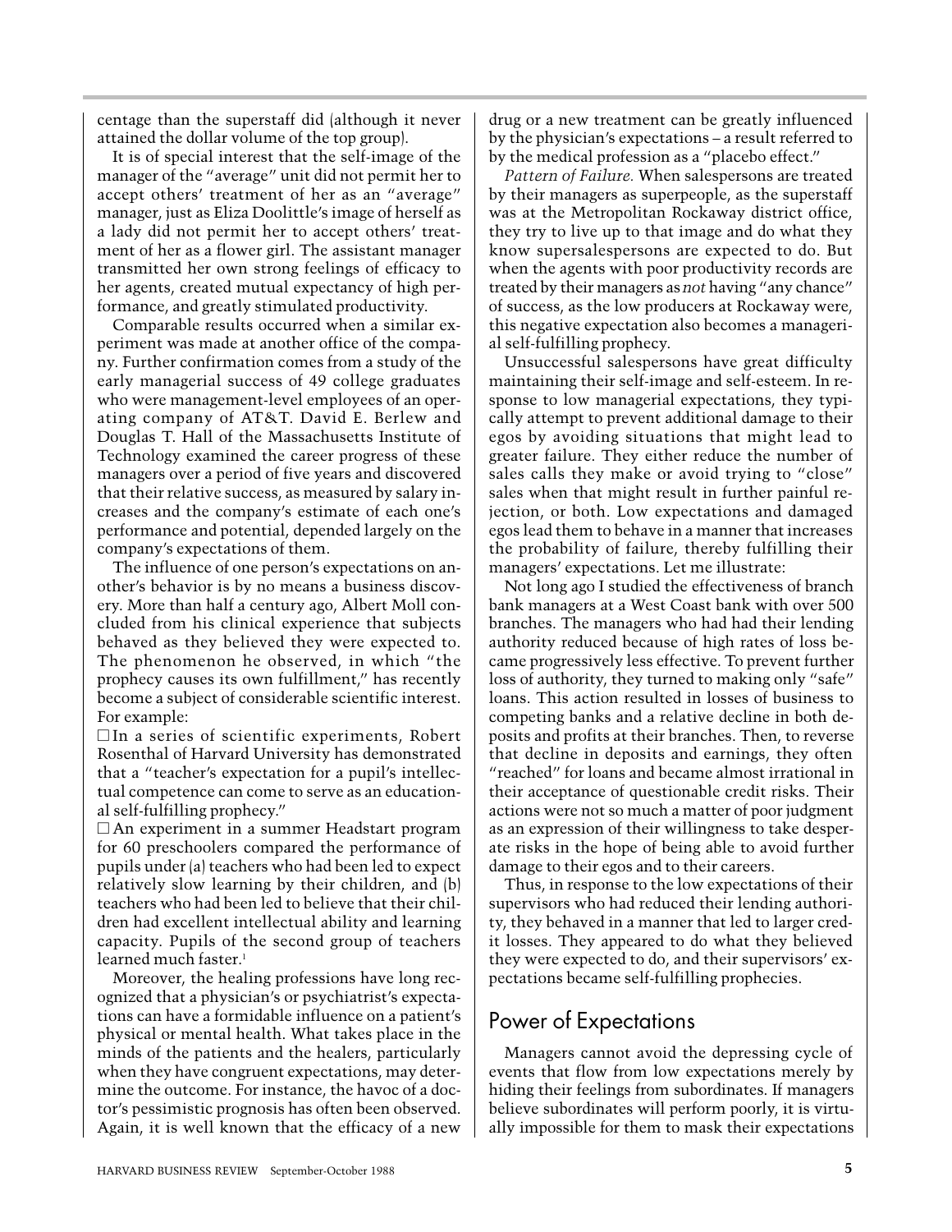centage than the superstaff did (although it never attained the dollar volume of the top group).

It is of special interest that the self-image of the manager of the "average" unit did not permit her to accept others' treatment of her as an "average" manager, just as Eliza Doolittle's image of herself as a lady did not permit her to accept others' treatment of her as a flower girl. The assistant manager transmitted her own strong feelings of efficacy to her agents, created mutual expectancy of high performance, and greatly stimulated productivity.

Comparable results occurred when a similar experiment was made at another office of the company. Further confirmation comes from a study of the early managerial success of 49 college graduates who were management-level employees of an operating company of AT&T. David E. Berlew and Douglas T. Hall of the Massachusetts Institute of Technology examined the career progress of these managers over a period of five years and discovered that their relative success, as measured by salary increases and the company's estimate of each one's performance and potential, depended largely on the company's expectations of them.

The influence of one person's expectations on another's behavior is by no means a business discovery. More than half a century ago, Albert Moll concluded from his clinical experience that subjects behaved as they believed they were expected to. The phenomenon he observed, in which "the prophecy causes its own fulfillment," has recently become a subject of considerable scientific interest. For example:

- In a series of scientific experiments, Robert Rosenthal of Harvard University has demonstrated that a "teacher's expectation for a pupil's intellectual competence can come to serve as an educational self-fulfilling prophecy."
- An experiment in a summer Headstart program for 60 preschoolers compared the performance of pupils under (a) teachers who had been led to expect relatively slow learning by their children, and (b) teachers who had been led to believe that their children had excellent intellectual ability and learning capacity. Pupils of the second group of teachers learned much faster.[1]

Moreover, the healing professions have long recognized that a physician's or psychiatrist's expectations can have a formidable influence on a patient's physical or mental health. What takes place in the minds of the patients and the healers, particularly when they have congruent expectations, may determine the outcome. For instance, the havoc of a doctor's pessimistic prognosis has often been observed. Again, it is well known that the efficacy of a new drug or a new treatment can be greatly influenced by the physician's expectations – a result referred to by the medical profession as a "placebo effect."

*Pattern of Failure.* When salespersons are treated by their managers as superpeople, as the superstaff was at the Metropolitan Rockaway district office, they try to live up to that image and do what they know supersalespersons are expected to do. But when the agents with poor productivity records are treated by their managers as *not* having "any chance" of success, as the low producers at Rockaway were, this negative expectation also becomes a managerial self-fulfilling prophecy.

Unsuccessful salespersons have great difficulty maintaining their self-image and self-esteem. In response to low managerial expectations, they typically attempt to prevent additional damage to their egos by avoiding situations that might lead to greater failure. They either reduce the number of sales calls they make or avoid trying to "close" sales when that might result in further painful rejection, or both. Low expectations and damaged egos lead them to behave in a manner that increases the probability of failure, thereby fulfilling their managers' expectations. Let me illustrate:

Not long ago I studied the effectiveness of branch bank managers at a West Coast bank with over 500 branches. The managers who had had their lending authority reduced because of high rates of loss became progressively less effective. To prevent further loss of authority, they turned to making only "safe" loans. This action resulted in losses of business to competing banks and a relative decline in both deposits and profits at their branches. Then, to reverse that decline in deposits and earnings, they often "reached" for loans and became almost irrational in their acceptance of questionable credit risks. Their actions were not so much a matter of poor judgment as an expression of their willingness to take desperate risks in the hope of being able to avoid further damage to their egos and to their careers.

Thus, in response to the low expectations of their supervisors who had reduced their lending authority, they behaved in a manner that led to larger credit losses. They appeared to do what they believed they were expected to do, and their supervisors' expectations became self-fulfilling prophecies.

## Power of Expectations

Managers cannot avoid the depressing cycle of events that flow from low expectations merely by hiding their feelings from subordinates. If managers believe subordinates will perform poorly, it is virtually impossible for them to mask their expectations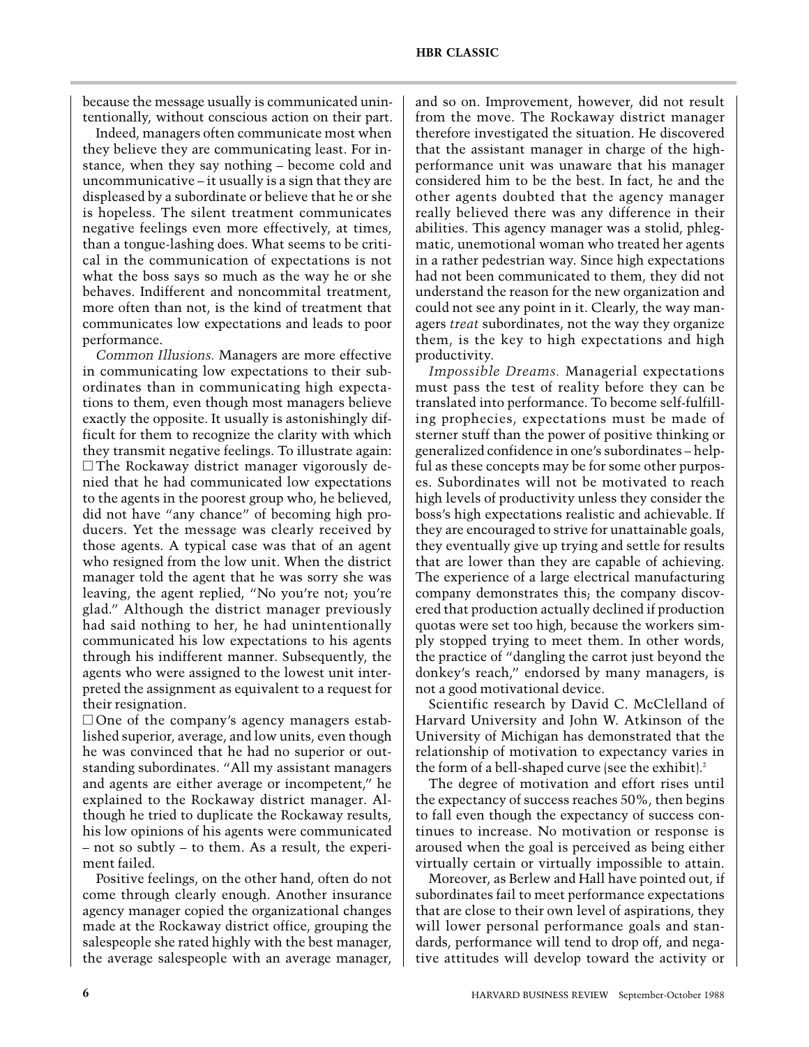because the message usually is communicated unintentionally, without conscious action on their part.

Indeed, managers often communicate most when they believe they are communicating least. For instance, when they say nothing – become cold and uncommunicative – it usually is a sign that they are displeased by a subordinate or believe that he or she is hopeless. The silent treatment communicates negative feelings even more effectively, at times, than a tongue-lashing does. What seems to be critical in the communication of expectations is not what the boss says so much as the way he or she behaves. Indifferent and noncommital treatment, more often than not, is the kind of treatment that communicates low expectations and leads to poor performance.

*Common Illusions.* Managers are more effective in communicating low expectations to their subordinates than in communicating high expectations to them, even though most managers believe exactly the opposite. It usually is astonishingly difficult for them to recognize the clarity with which they transmit negative feelings. To illustrate again:

☐ The Rockaway district manager vigorously denied that he had communicated low expectations to the agents in the poorest group who, he believed, did not have "any chance" of becoming high producers. Yet the message was clearly received by those agents. A typical case was that of an agent who resigned from the low unit. When the district manager told the agent that he was sorry she was leaving, the agent replied, "No you're not; you're glad." Although the district manager previously had said nothing to her, he had unintentionally communicated his low expectations to his agents through his indifferent manner. Subsequently, the agents who were assigned to the lowest unit interpreted the assignment as equivalent to a request for their resignation.

☐ One of the company's agency managers established superior, average, and low units, even though he was convinced that he had no superior or outstanding subordinates. "All my assistant managers and agents are either average or incompetent," he explained to the Rockaway district manager. Although he tried to duplicate the Rockaway results, his low opinions of his agents were communicated – not so subtly – to them. As a result, the experiment failed.

Positive feelings, on the other hand, often do not come through clearly enough. Another insurance agency manager copied the organizational changes made at the Rockaway district office, grouping the salespeople she rated highly with the best manager, the average salespeople with an average manager, and so on. Improvement, however, did not result from the move. The Rockaway district manager therefore investigated the situation. He discovered that the assistant manager in charge of the high-performance unit was unaware that his manager considered him to be the best. In fact, he and the other agents doubted that the agency manager really believed there was any difference in their abilities. This agency manager was a stolid, phlegmatic, unemotional woman who treated her agents in a rather pedestrian way. Since high expectations had not been communicated to them, they did not understand the reason for the new organization and could not see any point in it. Clearly, the way managers *treat* subordinates, not the way they organize them, is the key to high expectations and high productivity.

*Impossible Dreams.* Managerial expectations must pass the test of reality before they can be translated into performance. To become self-fulfilling prophecies, expectations must be made of sterner stuff than the power of positive thinking or generalized confidence in one's subordinates – helpful as these concepts may be for some other purposes. Subordinates will not be motivated to reach high levels of productivity unless they consider the boss's high expectations realistic and achievable. If they are encouraged to strive for unattainable goals, they eventually give up trying and settle for results that are lower than they are capable of achieving. The experience of a large electrical manufacturing company demonstrates this; the company discovered that production actually declined if production quotas were set too high, because the workers simply stopped trying to meet them. In other words, the practice of "dangling the carrot just beyond the donkey's reach," endorsed by many managers, is not a good motivational device.

Scientific research by David C. McClelland of Harvard University and John W. Atkinson of the University of Michigan has demonstrated that the relationship of motivation to expectancy varies in the form of a bell-shaped curve (see the exhibit).[2]

The degree of motivation and effort rises until the expectancy of success reaches 50%, then begins to fall even though the expectancy of success continues to increase. No motivation or response is aroused when the goal is perceived as being either virtually certain or virtually impossible to attain.

Moreover, as Berlew and Hall have pointed out, if subordinates fail to meet performance expectations that are close to their own level of aspirations, they will lower personal performance goals and standards, performance will tend to drop off, and negative attitudes will develop toward the activity or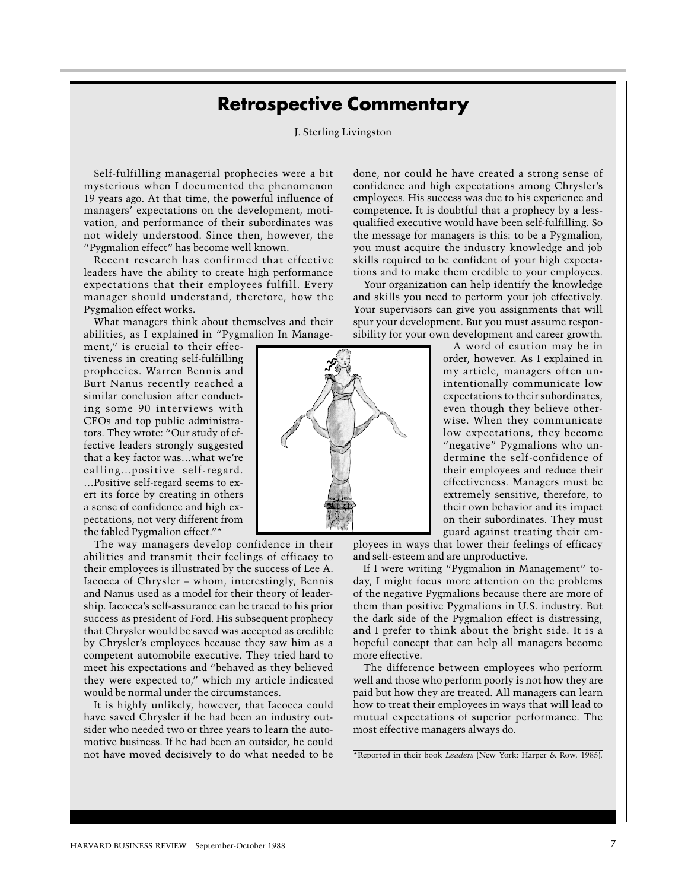# Retrospective Commentary

J. Sterling Livingston

Self-fulfilling managerial prophecies were a bit mysterious when I documented the phenomenon 19 years ago. At that time, the powerful influence of managers' expectations on the development, motivation, and performance of their subordinates was not widely understood. Since then, however, the "Pygmalion effect" has become well known.

Recent research has confirmed that effective leaders have the ability to create high performance expectations that their employees fulfill. Every manager should understand, therefore, how the Pygmalion effect works.

What managers think about themselves and their abilities, as I explained in "Pygmalion In Management," is crucial to their effectiveness in creating self-fulfilling prophecies. Warren Bennis and Burt Nanus recently reached a similar conclusion after conducting some 90 interviews with CEOs and top public administrators. They wrote: "Our study of effective leaders strongly suggested that a key factor was...what we're calling...positive self-regard. ...Positive self-regard seems to exert its force by creating in others a sense of confidence and high expectations, not very different from the fabled Pygmalion effect."*

The way managers develop confidence in their abilities and transmit their feelings of efficacy to their employees is illustrated by the success of Lee A. Iacocca of Chrysler – whom, interestingly, Bennis and Nanus used as a model for their theory of leadership. Iacocca's self-assurance can be traced to his prior success as president of Ford. His subsequent prophecy that Chrysler would be saved was accepted as credible by Chrysler's employees because they saw him as a competent automobile executive. They tried hard to meet his expectations and "behaved as they believed they were expected to," which my article indicated would be normal under the circumstances.

It is highly unlikely, however, that Iacocca could have saved Chrysler if he had been an industry outsider who needed two or three years to learn the automotive business. If he had been an outsider, he could not have moved decisively to do what needed to be done, nor could he have created a strong sense of confidence and high expectations among Chrysler's employees. His success was due to his experience and competence. It is doubtful that a prophecy by a less-qualified executive would have been self-fulfilling. So the message for managers is this: to be a Pygmalion, you must acquire the industry knowledge and job skills required to be confident of your high expectations and to make them credible to your employees.

Your organization can help identify the knowledge and skills you need to perform your job effectively. Your supervisors can give you assignments that will spur your development. But you must assume responsibility for your own development and career growth.

A word of caution may be in order, however. As I explained in my article, managers often unintentionally communicate low expectations to their subordinates, even though they believe otherwise. When they communicate low expectations, they become "negative" Pygmalions who undermine the self-confidence of their employees and reduce their effectiveness. Managers must be extremely sensitive, therefore, to their own behavior and its impact on their subordinates. They must guard against treating their employees in ways that lower their feelings of efficacy and self-esteem and are unproductive.

If I were writing "Pygmalion in Management" today, I might focus more attention on the problems of the negative Pygmalions because there are more of them than positive Pygmalions in U.S. industry. But the dark side of the Pygmalion effect is distressing, and I prefer to think about the bright side. It is a hopeful concept that can help all managers become more effective.

The difference between employees who perform well and those who perform poorly is not how they are paid but how they are treated. All managers can learn how to treat their employees in ways that will lead to mutual expectations of superior performance. The most effective managers always do.

*Reported in their book *Leaders* (New York: Harper & Row, 1985).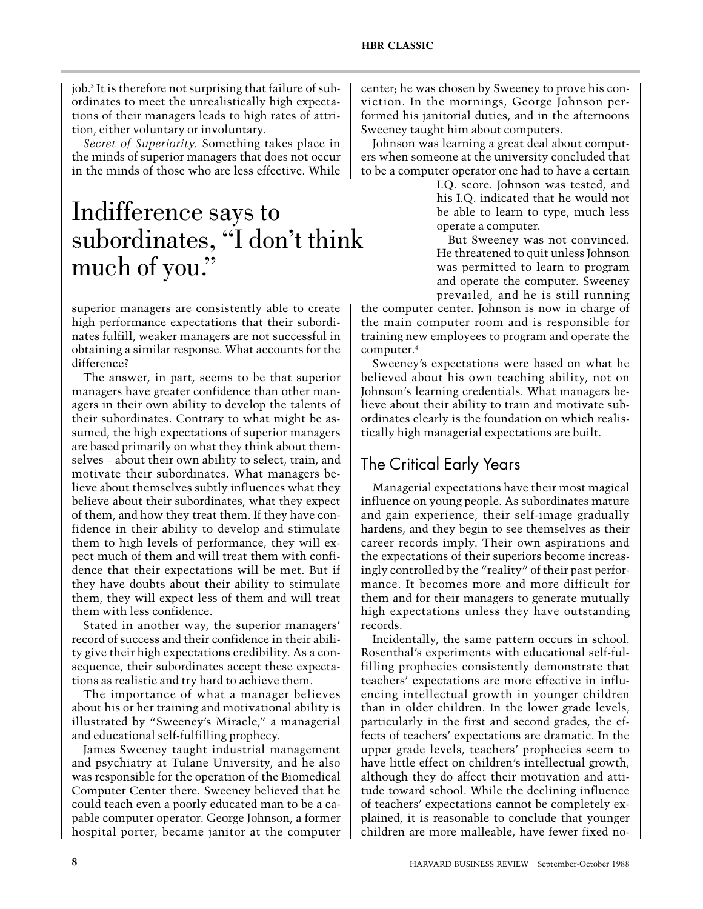job.[3] It is therefore not surprising that failure of subordinates to meet the unrealistically high expectations of their managers leads to high rates of attrition, either voluntary or involuntary.

*Secret of Superiority.* Something takes place in the minds of superior managers that does not occur in the minds of those who are less effective. While superior managers are consistently able to create high performance expectations that their subordinates fulfill, weaker managers are not successful in obtaining a similar response. What accounts for the difference?

> Indifference says to subordinates, "I don't think much of you."

The answer, in part, seems to be that superior managers have greater confidence than other managers in their own ability to develop the talents of their subordinates. Contrary to what might be assumed, the high expectations of superior managers are based primarily on what they think about themselves – about their own ability to select, train, and motivate their subordinates. What managers believe about themselves subtly influences what they believe about their subordinates, what they expect of them, and how they treat them. If they have confidence in their ability to develop and stimulate them to high levels of performance, they will expect much of them and will treat them with confidence that their expectations will be met. But if they have doubts about their ability to stimulate them, they will expect less of them and will treat them with less confidence.

Stated in another way, the superior managers' record of success and their confidence in their ability give their high expectations credibility. As a consequence, their subordinates accept these expectations as realistic and try hard to achieve them.

The importance of what a manager believes about his or her training and motivational ability is illustrated by "Sweeney's Miracle," a managerial and educational self-fulfilling prophecy.

James Sweeney taught industrial management and psychiatry at Tulane University, and he also was responsible for the operation of the Biomedical Computer Center there. Sweeney believed that he could teach even a poorly educated man to be a capable computer operator. George Johnson, a former hospital porter, became janitor at the computer center; he was chosen by Sweeney to prove his conviction. In the mornings, George Johnson performed his janitorial duties, and in the afternoons Sweeney taught him about computers.

Johnson was learning a great deal about computers when someone at the university concluded that to be a computer operator one had to have a certain I.Q. score. Johnson was tested, and his I.Q. indicated that he would not be able to learn to type, much less operate a computer.

But Sweeney was not convinced. He threatened to quit unless Johnson was permitted to learn to program and operate the computer. Sweeney prevailed, and he is still running the computer center. Johnson is now in charge of the main computer room and is responsible for training new employees to program and operate the computer.[4]

Sweeney's expectations were based on what he believed about his own teaching ability, not on Johnson's learning credentials. What managers believe about their ability to train and motivate subordinates clearly is the foundation on which realistically high managerial expectations are built.

## The Critical Early Years

Managerial expectations have their most magical influence on young people. As subordinates mature and gain experience, their self-image gradually hardens, and they begin to see themselves as their career records imply. Their own aspirations and the expectations of their superiors become increasingly controlled by the "reality" of their past performance. It becomes more and more difficult for them and for their managers to generate mutually high expectations unless they have outstanding records.

Incidentally, the same pattern occurs in school. Rosenthal's experiments with educational self-fulfilling prophecies consistently demonstrate that teachers' expectations are more effective in influencing intellectual growth in younger children than in older children. In the lower grade levels, particularly in the first and second grades, the effects of teachers' expectations are dramatic. In the upper grade levels, teachers' prophecies seem to have little effect on children's intellectual growth, although they do affect their motivation and attitude toward school. While the declining influence of teachers' expectations cannot be completely explained, it is reasonable to conclude that younger children are more malleable, have fewer fixed no-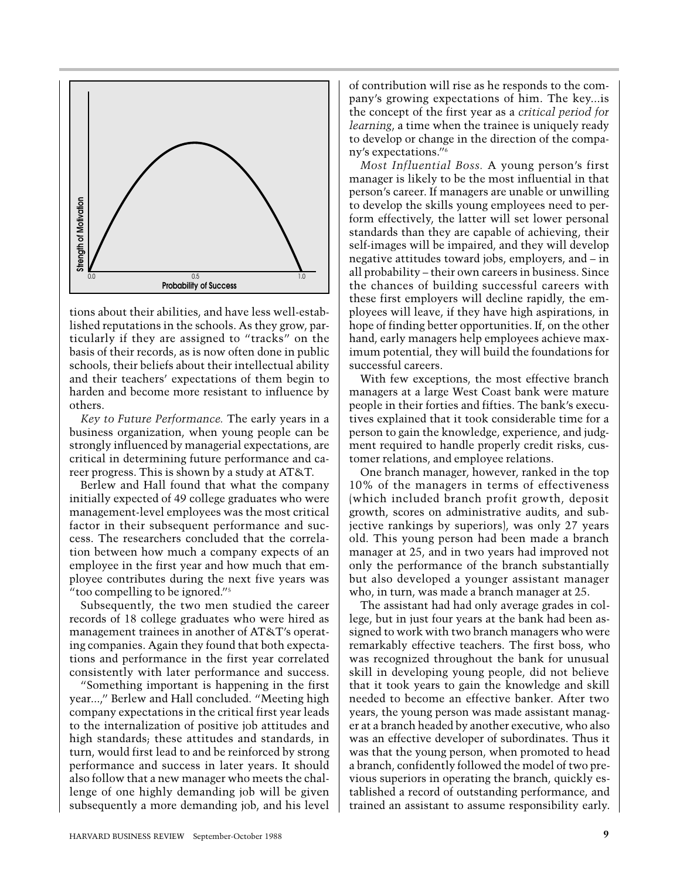tions about their abilities, and have less well-established reputations in the schools. As they grow, particularly if they are assigned to "tracks" on the basis of their records, as is now often done in public schools, their beliefs about their intellectual ability and their teachers' expectations of them begin to harden and become more resistant to influence by others.

*Key to Future Performance.* The early years in a business organization, when young people can be strongly influenced by managerial expectations, are critical in determining future performance and career progress. This is shown by a study at AT&T.

Berlew and Hall found that what the company initially expected of 49 college graduates who were management-level employees was the most critical factor in their subsequent performance and success. The researchers concluded that the correlation between how much a company expects of an employee in the first year and how much that employee contributes during the next five years was "too compelling to be ignored."[5]

Subsequently, the two men studied the career records of 18 college graduates who were hired as management trainees in another of AT&T's operating companies. Again they found that both expectations and performance in the first year correlated consistently with later performance and success.

"Something important is happening in the first year...," Berlew and Hall concluded. "Meeting high company expectations in the critical first year leads to the internalization of positive job attitudes and high standards; these attitudes and standards, in turn, would first lead to and be reinforced by strong performance and success in later years. It should also follow that a new manager who meets the challenge of one highly demanding job will be given subsequently a more demanding job, and his level of contribution will rise as he responds to the company's growing expectations of him. The key...is the concept of the first year as a *critical period for learning*, a time when the trainee is uniquely ready to develop or change in the direction of the company's expectations."[6]

*Most Influential Boss.* A young person's first manager is likely to be the most influential in that person's career. If managers are unable or unwilling to develop the skills young employees need to perform effectively, the latter will set lower personal standards than they are capable of achieving, their self-images will be impaired, and they will develop negative attitudes toward jobs, employers, and – in all probability – their own careers in business. Since the chances of building successful careers with these first employers will decline rapidly, the employees will leave, if they have high aspirations, in hope of finding better opportunities. If, on the other hand, early managers help employees achieve maximum potential, they will build the foundations for successful careers.

With few exceptions, the most effective branch managers at a large West Coast bank were mature people in their forties and fifties. The bank's executives explained that it took considerable time for a person to gain the knowledge, experience, and judgment required to handle properly credit risks, customer relations, and employee relations.

One branch manager, however, ranked in the top 10% of the managers in terms of effectiveness (which included branch profit growth, deposit growth, scores on administrative audits, and subjective rankings by superiors), was only 27 years old. This young person had been made a branch manager at 25, and in two years had improved not only the performance of the branch substantially but also developed a younger assistant manager who, in turn, was made a branch manager at 25.

The assistant had had only average grades in college, but in just four years at the bank had been assigned to work with two branch managers who were remarkably effective teachers. The first boss, who was recognized throughout the bank for unusual skill in developing young people, did not believe that it took years to gain the knowledge and skill needed to become an effective banker. After two years, the young person was made assistant manager at a branch headed by another executive, who also was an effective developer of subordinates. Thus it was that the young person, when promoted to head a branch, confidently followed the model of two previous superiors in operating the branch, quickly established a record of outstanding performance, and trained an assistant to assume responsibility early.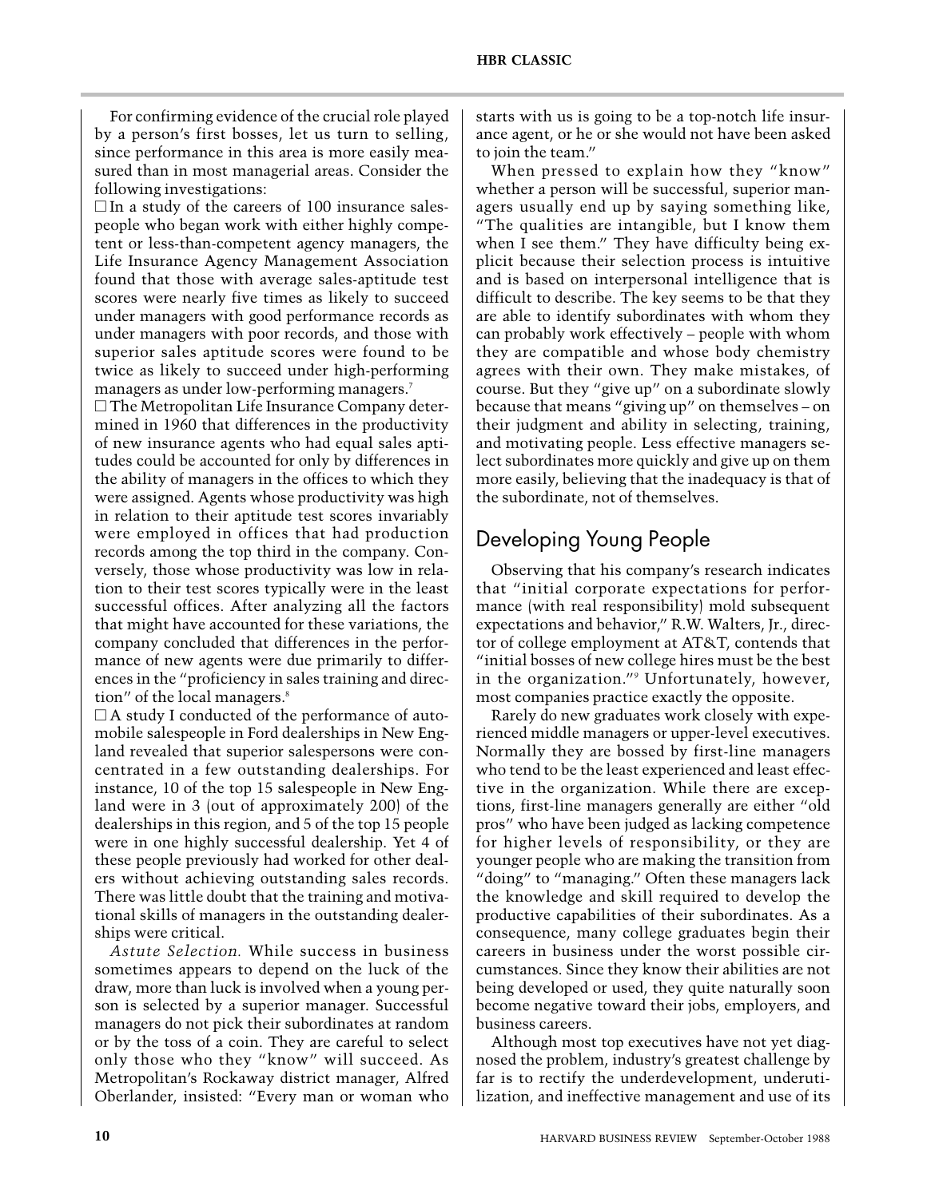For confirming evidence of the crucial role played by a person's first bosses, let us turn to selling, since performance in this area is more easily measured than in most managerial areas. Consider the following investigations:

- In a study of the careers of 100 insurance salespeople who began work with either highly competent or less-than-competent agency managers, the Life Insurance Agency Management Association found that those with average sales-aptitude test scores were nearly five times as likely to succeed under managers with good performance records as under managers with poor records, and those with superior sales aptitude scores were found to be twice as likely to succeed under high-performing managers as under low-performing managers.[7]
- The Metropolitan Life Insurance Company determined in 1960 that differences in the productivity of new insurance agents who had equal sales aptitudes could be accounted for only by differences in the ability of managers in the offices to which they were assigned. Agents whose productivity was high in relation to their aptitude test scores invariably were employed in offices that had production records among the top third in the company. Conversely, those whose productivity was low in relation to their test scores typically were in the least successful offices. After analyzing all the factors that might have accounted for these variations, the company concluded that differences in the performance of new agents were due primarily to differences in the "proficiency in sales training and direction" of the local managers.[8]
- A study I conducted of the performance of automobile salespeople in Ford dealerships in New England revealed that superior salespersons were concentrated in a few outstanding dealerships. For instance, 10 of the top 15 salespeople in New England were in 3 (out of approximately 200) of the dealerships in this region, and 5 of the top 15 people were in one highly successful dealership. Yet 4 of these people previously had worked for other dealers without achieving outstanding sales records. There was little doubt that the training and motivational skills of managers in the outstanding dealerships were critical.

*Astute Selection.* While success in business sometimes appears to depend on the luck of the draw, more than luck is involved when a young person is selected by a superior manager. Successful managers do not pick their subordinates at random or by the toss of a coin. They are careful to select only those who they "know" will succeed. As Metropolitan's Rockaway district manager, Alfred Oberlander, insisted: "Every man or woman who starts with us is going to be a top-notch life insurance agent, or he or she would not have been asked to join the team."

When pressed to explain how they "know" whether a person will be successful, superior managers usually end up by saying something like, "The qualities are intangible, but I know them when I see them." They have difficulty being explicit because their selection process is intuitive and is based on interpersonal intelligence that is difficult to describe. The key seems to be that they are able to identify subordinates with whom they can probably work effectively – people with whom they are compatible and whose body chemistry agrees with their own. They make mistakes, of course. But they "give up" on a subordinate slowly because that means "giving up" on themselves – on their judgment and ability in selecting, training, and motivating people. Less effective managers select subordinates more quickly and give up on them more easily, believing that the inadequacy is that of the subordinate, not of themselves.

## Developing Young People

Observing that his company's research indicates that "initial corporate expectations for performance (with real responsibility) mold subsequent expectations and behavior," R.W. Walters, Jr., director of college employment at AT&T, contends that "initial bosses of new college hires must be the best in the organization."[9] Unfortunately, however, most companies practice exactly the opposite.

Rarely do new graduates work closely with experienced middle managers or upper-level executives. Normally they are bossed by first-line managers who tend to be the least experienced and least effective in the organization. While there are exceptions, first-line managers generally are either "old pros" who have been judged as lacking competence for higher levels of responsibility, or they are younger people who are making the transition from "doing" to "managing." Often these managers lack the knowledge and skill required to develop the productive capabilities of their subordinates. As a consequence, many college graduates begin their careers in business under the worst possible circumstances. Since they know their abilities are not being developed or used, they quite naturally soon become negative toward their jobs, employers, and business careers.

Although most top executives have not yet diagnosed the problem, industry's greatest challenge by far is to rectify the underdevelopment, underutilization, and ineffective management and use of its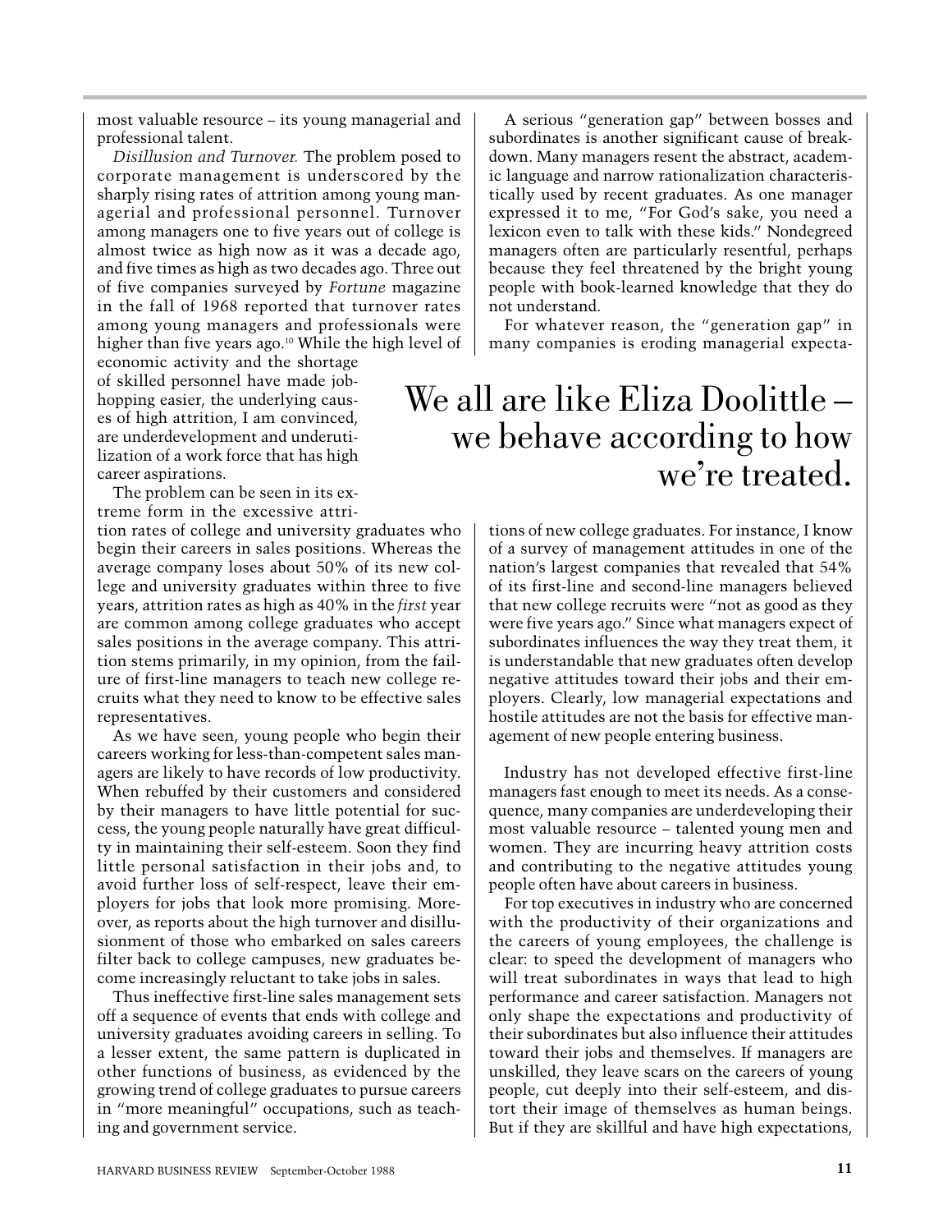most valuable resource – its young managerial and professional talent.

*Disillusion and Turnover.* The problem posed to corporate management is underscored by the sharply rising rates of attrition among young managerial and professional personnel. Turnover among managers one to five years out of college is almost twice as high now as it was a decade ago, and five times as high as two decades ago. Three out of five companies surveyed by *Fortune* magazine in the fall of 1968 reported that turnover rates among young managers and professionals were higher than five years ago.[10] While the high level of economic activity and the shortage of skilled personnel have made job-hopping easier, the underlying causes of high attrition, I am convinced, are underdevelopment and underutilization of a work force that has high career aspirations.

The problem can be seen in its extreme form in the excessive attrition rates of college and university graduates who begin their careers in sales positions. Whereas the average company loses about 50% of its new college and university graduates within three to five years, attrition rates as high as 40% in the *first* year are common among college graduates who accept sales positions in the average company. This attrition stems primarily, in my opinion, from the failure of first-line managers to teach new college recruits what they need to know to be effective sales representatives.

As we have seen, young people who begin their careers working for less-than-competent sales managers are likely to have records of low productivity. When rebuffed by their customers and considered by their managers to have little potential for success, the young people naturally have great difficulty in maintaining their self-esteem. Soon they find little personal satisfaction in their jobs and, to avoid further loss of self-respect, leave their employers for jobs that look more promising. Moreover, as reports about the high turnover and disillusionment of those who embarked on sales careers filter back to college campuses, new graduates become increasingly reluctant to take jobs in sales.

Thus ineffective first-line sales management sets off a sequence of events that ends with college and university graduates avoiding careers in selling. To a lesser extent, the same pattern is duplicated in other functions of business, as evidenced by the growing trend of college graduates to pursue careers in "more meaningful" occupations, such as teaching and government service.

A serious "generation gap" between bosses and subordinates is another significant cause of breakdown. Many managers resent the abstract, academic language and narrow rationalization characteristically used by recent graduates. As one manager expressed it to me, "For God's sake, you need a lexicon even to talk with these kids." Nondegreed managers often are particularly resentful, perhaps because they feel threatened by the bright young people with book-learned knowledge that they do not understand.

For whatever reason, the "generation gap" in many companies is eroding managerial expectations of new college graduates. For instance, I know of a survey of management attitudes in one of the nation's largest companies that revealed that 54% of its first-line and second-line managers believed that new college recruits were "not as good as they were five years ago." Since what managers expect of subordinates influences the way they treat them, it is understandable that new graduates often develop negative attitudes toward their jobs and their employers. Clearly, low managerial expectations and hostile attitudes are not the basis for effective management of new people entering business.

> We all are like Eliza Doolittle – we behave according to how we're treated.

Industry has not developed effective first-line managers fast enough to meet its needs. As a consequence, many companies are underdeveloping their most valuable resource – talented young men and women. They are incurring heavy attrition costs and contributing to the negative attitudes young people often have about careers in business.

For top executives in industry who are concerned with the productivity of their organizations and the careers of young employees, the challenge is clear: to speed the development of managers who will treat subordinates in ways that lead to high performance and career satisfaction. Managers not only shape the expectations and productivity of their subordinates but also influence their attitudes toward their jobs and themselves. If managers are unskilled, they leave scars on the careers of young people, cut deeply into their self-esteem, and distort their image of themselves as human beings. But if they are skillful and have high expectations,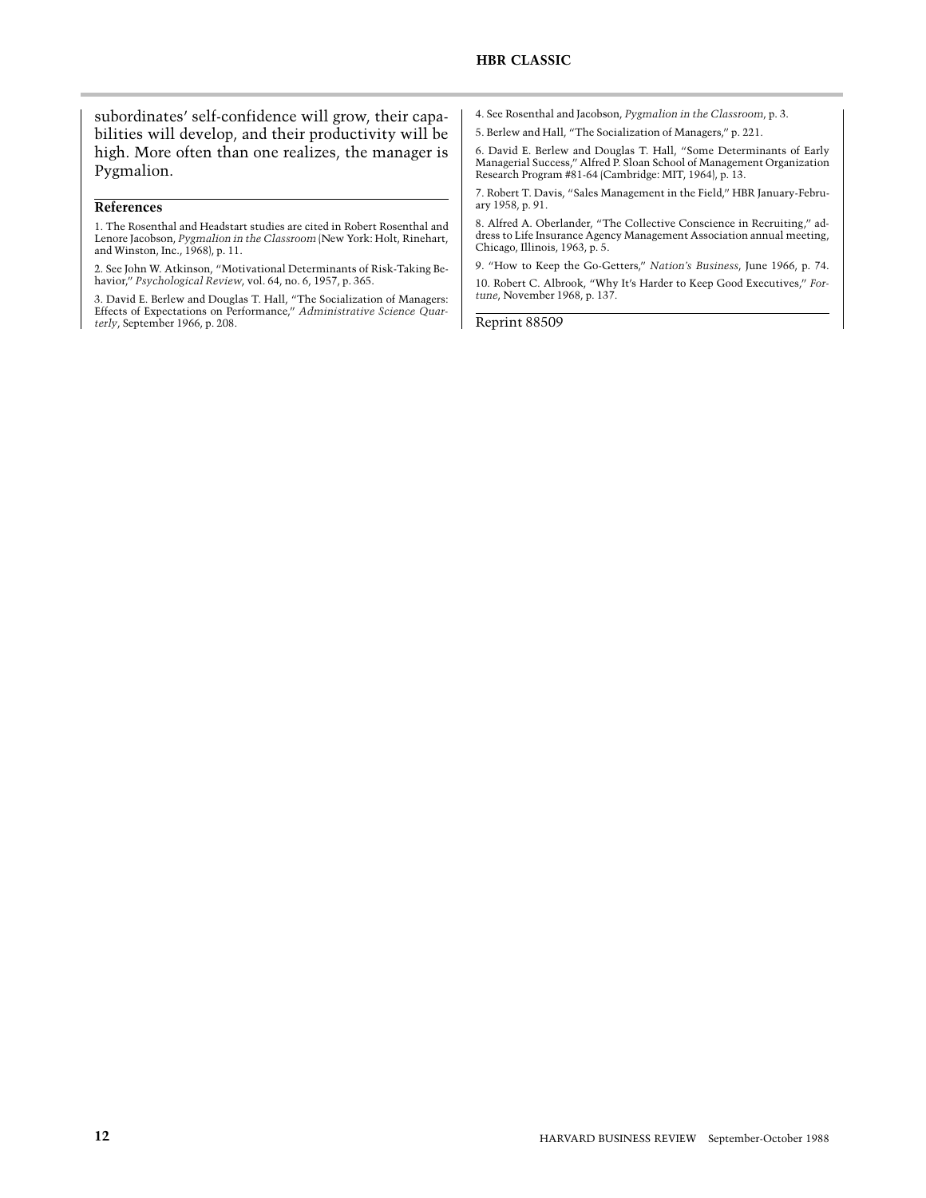subordinates' self-confidence will grow, their capabilities will develop, and their productivity will be high. More often than one realizes, the manager is Pygmalion.

### References

1. The Rosenthal and Headstart studies are cited in Robert Rosenthal and Lenore Jacobson, *Pygmalion in the Classroom* (New York: Holt, Rinehart, and Winston, Inc., 1968), p. 11.

2. See John W. Atkinson, "Motivational Determinants of Risk-Taking Behavior," *Psychological Review*, vol. 64, no. 6, 1957, p. 365.

3. David E. Berlew and Douglas T. Hall, "The Socialization of Managers: Effects of Expectations on Performance," *Administrative Science Quarterly*, September 1966, p. 208.

4. See Rosenthal and Jacobson, *Pygmalion in the Classroom*, p. 3.

5. Berlew and Hall, "The Socialization of Managers," p. 221.

6. David E. Berlew and Douglas T. Hall, "Some Determinants of Early Managerial Success," Alfred P. Sloan School of Management Organization Research Program #81-64 (Cambridge: MIT, 1964), p. 13.

7. Robert T. Davis, "Sales Management in the Field," HBR January-February 1958, p. 91.

8. Alfred A. Oberlander, "The Collective Conscience in Recruiting," address to Life Insurance Agency Management Association annual meeting, Chicago, Illinois, 1963, p. 5.

9. "How to Keep the Go-Getters," *Nation's Business*, June 1966, p. 74.

10. Robert C. Albrook, "Why It's Harder to Keep Good Executives," *Fortune*, November 1968, p. 137.

Reprint 88509